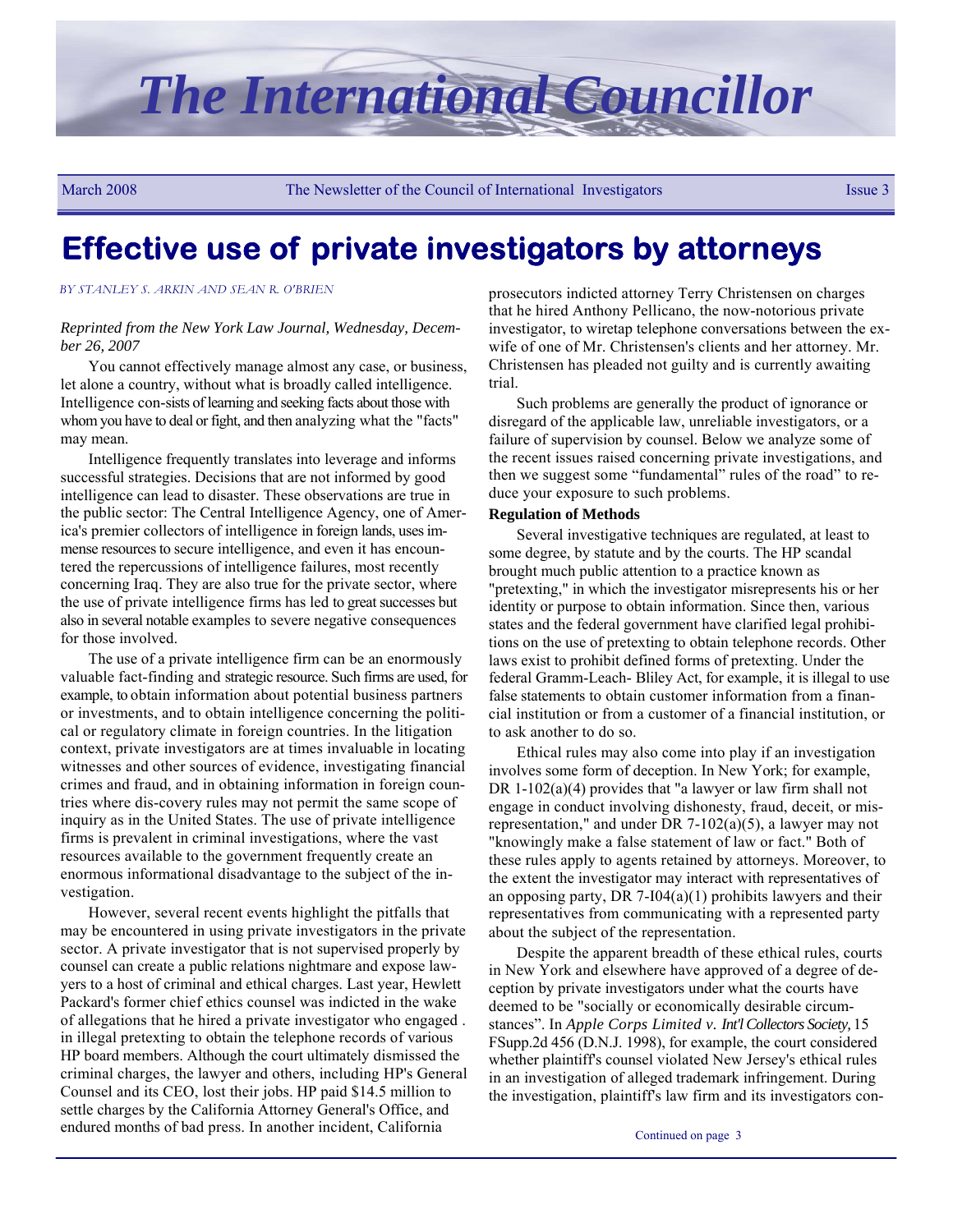# The International Councillor

March 2008 — The Newsletter of the Council of International Investigators — Issue 3

## Effective use of private investigators by attorneys

*BY STANLEY S. ARKIN AND SEAN R. O'BRIEN*

*Reprinted from the New York Law Journal, Wednesday, December 26, 2007*

You cannot effectively manage almost any case, or business, let alone a country, without what is broadly called intelligence. Intelligence con-sists of learning and seeking facts about those with whom you have to deal or fight, and then analyzing what the "facts" may mean.

Intelligence frequently translates into leverage and informs successful strategies. Decisions that are not informed by good intelligence can lead to disaster. These observations are true in the public sector: The Central Intelligence Agency, one of America's premier collectors of intelligence in foreign lands, uses immense resources to secure intelligence, and even it has encountered the repercussions of intelligence failures, most recently concerning Iraq. They are also true for the private sector, where the use of private intelligence firms has led to great successes but also in several notable examples to severe negative consequences for those involved.

The use of a private intelligence firm can be an enormously valuable fact-finding and strategic resource. Such firms are used, for example, to obtain information about potential business partners or investments, and to obtain intelligence concerning the political or regulatory climate in foreign countries. In the litigation context, private investigators are at times invaluable in locating witnesses and other sources of evidence, investigating financial crimes and fraud, and in obtaining information in foreign countries where dis-covery rules may not permit the same scope of inquiry as in the United States. The use of private intelligence firms is prevalent in criminal investigations, where the vast resources available to the government frequently create an enormous informational disadvantage to the subject of the investigation.

However, several recent events highlight the pitfalls that may be encountered in using private investigators in the private sector. A private investigator that is not supervised properly by counsel can create a public relations nightmare and expose lawyers to a host of criminal and ethical charges. Last year, Hewlett Packard's former chief ethics counsel was indicted in the wake of allegations that he hired a private investigator who engaged . in illegal pretexting to obtain the telephone records of various HP board members. Although the court ultimately dismissed the criminal charges, the lawyer and others, including HP's General Counsel and its CEO, lost their jobs. HP paid $14.5 million to settle charges by the California Attorney General's Office, and endured months of bad press. In another incident, California prosecutors indicted attorney Terry Christensen on charges that he hired Anthony Pellicano, the now-notorious private investigator, to wiretap telephone conversations between the ex-wife of one of Mr. Christensen's clients and her attorney. Mr. Christensen has pleaded not guilty and is currently awaiting trial.

Such problems are generally the product of ignorance or disregard of the applicable law, unreliable investigators, or a failure of supervision by counsel. Below we analyze some of the recent issues raised concerning private investigations, and then we suggest some "fundamental" rules of the road" to reduce your exposure to such problems.

**Regulation of Methods**

Several investigative techniques are regulated, at least to some degree, by statute and by the courts. The HP scandal brought much public attention to a practice known as "pretexting," in which the investigator misrepresents his or her identity or purpose to obtain information. Since then, various states and the federal government have clarified legal prohibitions on the use of pretexting to obtain telephone records. Other laws exist to prohibit defined forms of pretexting. Under the federal Gramm-Leach- Bliley Act, for example, it is illegal to use false statements to obtain customer information from a financial institution or from a customer of a financial institution, or to ask another to do so.

Ethical rules may also come into play if an investigation involves some form of deception. In New York; for example, DR 1-102(a)(4) provides that "a lawyer or law firm shall not engage in conduct involving dishonesty, fraud, deceit, or misrepresentation," and under DR 7-102(a)(5), a lawyer may not "knowingly make a false statement of law or fact." Both of these rules apply to agents retained by attorneys. Moreover, to the extent the investigator may interact with representatives of an opposing party, DR 7-I04(a)(1) prohibits lawyers and their representatives from communicating with a represented party about the subject of the representation.

Despite the apparent breadth of these ethical rules, courts in New York and elsewhere have approved of a degree of deception by private investigators under what the courts have deemed to be "socially or economically desirable circumstances". In *Apple Corps Limited v. Int'l Collectors Society,* 15 FSupp.2d 456 (D.N.J. 1998), for example, the court considered whether plaintiff's counsel violated New Jersey's ethical rules in an investigation of alleged trademark infringement. During the investigation, plaintiff's law firm and its investigators con-

Continued on page 3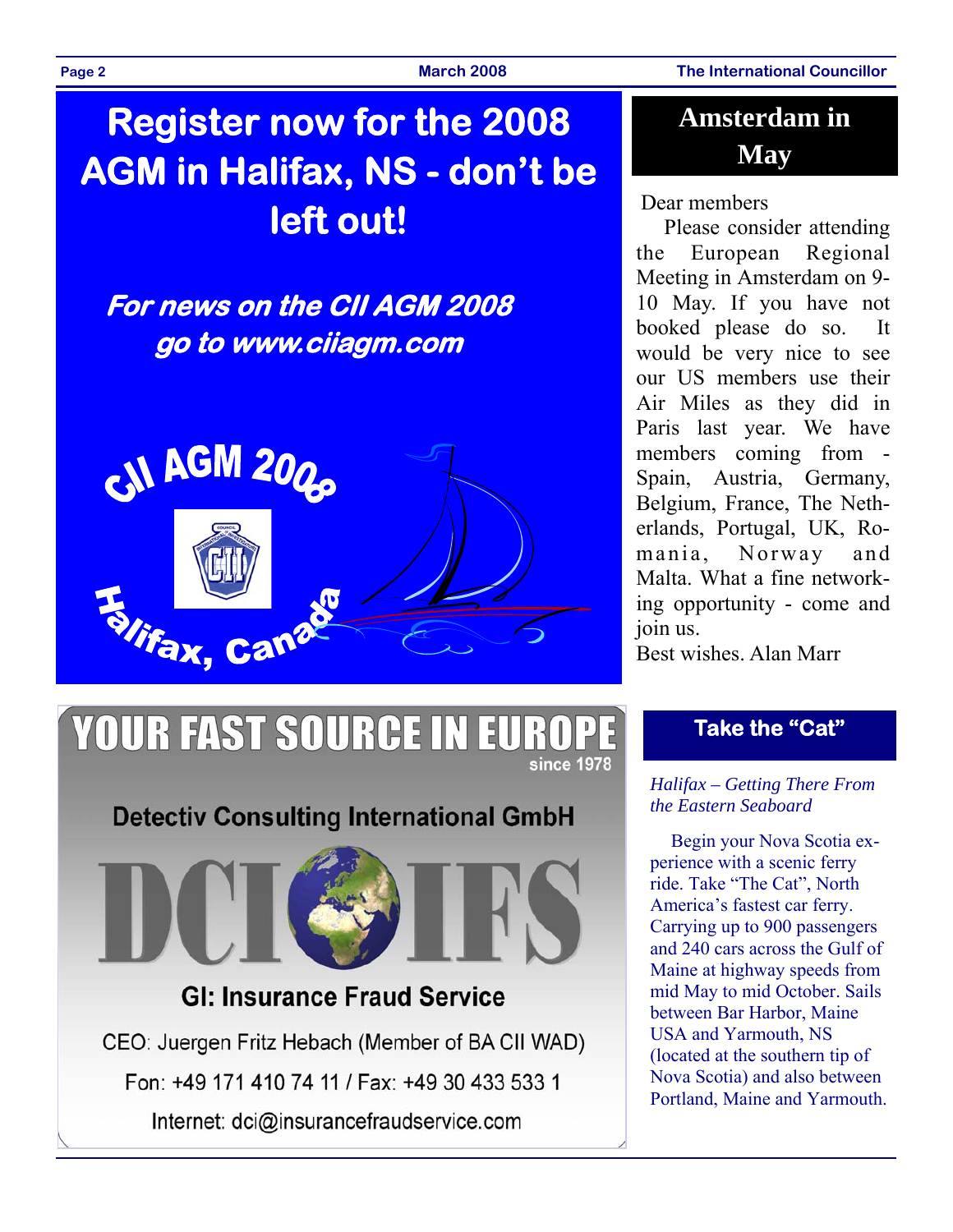# Register now for the 2008 AGM in Halifax, NS - don't be left out!

***For news on the CII AGM 2008 go to www.ciiagm.com***

CII AGM 2008

Halifax, Canada

## Amsterdam in May

Dear members

Please consider attending the European Regional Meeting in Amsterdam on 9-10 May. If you have not booked please do so. It would be very nice to see our US members use their Air Miles as they did in Paris last year. We have members coming from - Spain, Austria, Germany, Belgium, France, The Netherlands, Portugal, UK, Romania, Norway and Malta. What a fine networking opportunity - come and join us.

Best wishes. Alan Marr

## YOUR FAST SOURCE IN EUROPE

since 1978

**Detectiv Consulting International GmbH**

**DCI IFS**

**GI: Insurance Fraud Service**

CEO: Juergen Fritz Hebach (Member of BA CII WAD)

Fon: +49 171 410 74 11 / Fax: +49 30 433 533 1

Internet: dci@insurancefraudservice.com

## Take the "Cat"

*Halifax – Getting There From the Eastern Seaboard*

Begin your Nova Scotia experience with a scenic ferry ride. Take "The Cat", North America's fastest car ferry. Carrying up to 900 passengers and 240 cars across the Gulf of Maine at highway speeds from mid May to mid October. Sails between Bar Harbor, Maine USA and Yarmouth, NS (located at the southern tip of Nova Scotia) and also between Portland, Maine and Yarmouth.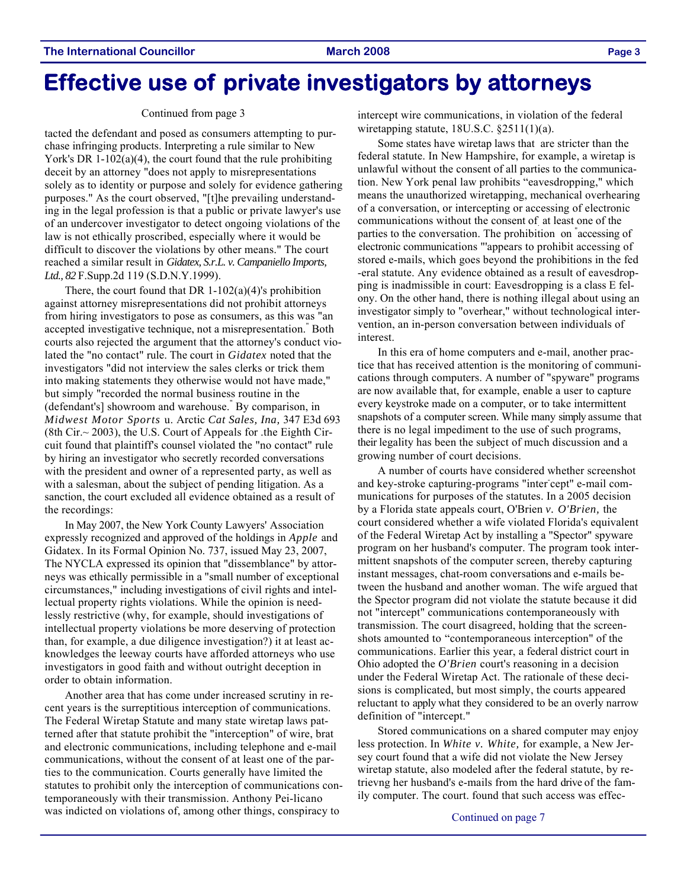# Effective use of private investigators by attorneys

Continued from page 3

tacted the defendant and posed as consumers attempting to purchase infringing products. Interpreting a rule similar to New York's DR 1-102(a)(4), the court found that the rule prohibiting deceit by an attorney "does not apply to misrepresentations solely as to identity or purpose and solely for evidence gathering purposes." As the court observed, "[t]he prevailing understanding in the legal profession is that a public or private lawyer's use of an undercover investigator to detect ongoing violations of the law is not ethically proscribed, especially where it would be difficult to discover the violations by other means." The court reached a similar result in *Gidatex, S.r.L. v. Campaniello Imports, Ltd., 82* F.Supp.2d 119 (S.D.N.Y.1999).

There, the court found that DR 1-102(a)(4)'s prohibition against attorney misrepresentations did not prohibit attorneys from hiring investigators to pose as consumers, as this was "an accepted investigative technique, not a misrepresentation." Both courts also rejected the argument that the attorney's conduct violated the "no contact" rule. The court in *Gidatex* noted that the investigators "did not interview the sales clerks or trick them into making statements they otherwise would not have made," but simply "recorded the normal business routine in the (defendant's] showroom and warehouse." By comparison, in *Midwest Motor Sports* u. Arctic *Cat Sales, Ina,* 347 E3d 693 (8th Cir.~ 2003), the U.S. Court of Appeals for .the Eighth Circuit found that plaintiff's counsel violated the "no contact" rule by hiring an investigator who secretly recorded conversations with the president and owner of a represented party, as well as with a salesman, about the subject of pending litigation. As a sanction, the court excluded all evidence obtained as a result of the recordings:

In May 2007, the New York County Lawyers' Association expressly recognized and approved of the holdings in *Apple* and Gidatex. In its Formal Opinion No. 737, issued May 23, 2007, The NYCLA expressed its opinion that "dissemblance" by attorneys was ethically permissible in a "small number of exceptional circumstances," including investigations of civil rights and intellectual property rights violations. While the opinion is needlessly restrictive (why, for example, should investigations of intellectual property violations be more deserving of protection than, for example, a due diligence investigation?) it at least acknowledges the leeway courts have afforded attorneys who use investigators in good faith and without outright deception in order to obtain information.

Another area that has come under increased scrutiny in recent years is the surreptitious interception of communications. The Federal Wiretap Statute and many state wiretap laws patterned after that statute prohibit the "interception" of wire, brat and electronic communications, including telephone and e-mail communications, without the consent of at least one of the parties to the communication. Courts generally have limited the statutes to prohibit only the interception of communications contemporaneously with their transmission. Anthony Pei-licano was indicted on violations of, among other things, conspiracy to intercept wire communications, in violation of the federal wiretapping statute, 18U.S.C. §2511(1)(a).

Some states have wiretap laws that are stricter than the federal statute. In New Hampshire, for example, a wiretap is unlawful without the consent of all parties to the communication. New York penal law prohibits "eavesdropping," which means the unauthorized wiretapping, mechanical overhearing of a conversation, or intercepting or accessing of electronic communications without the consent of at least one of the parties to the conversation. The prohibition on "accessing of electronic communications "'appears to prohibit accessing of stored e-mails, which goes beyond the prohibitions in the fed -eral statute. Any evidence obtained as a result of eavesdropping is inadmissible in court: Eavesdropping is a class E felony. On the other hand, there is nothing illegal about using an investigator simply to "overhear," without technological intervention, an in-person conversation between individuals of interest.

In this era of home computers and e-mail, another practice that has received attention is the monitoring of communications through computers. A number of "spyware" programs are now available that, for example, enable a user to capture every keystroke made on a computer, or to take intermittent snapshots of a computer screen. While many simply assume that there is no legal impediment to the use of such programs, their legality has been the subject of much discussion and a growing number of court decisions.

A number of courts have considered whether screenshot and key-stroke capturing-programs "inter-cept" e-mail communications for purposes of the statutes. In a 2005 decision by a Florida state appeals court, O'Brien *v. O'Brien,* the court considered whether a wife violated Florida's equivalent of the Federal Wiretap Act by installing a "Spector" spyware program on her husband's computer. The program took intermittent snapshots of the computer screen, thereby capturing instant messages, chat-room conversations and e-mails between the husband and another woman. The wife argued that the Spector program did not violate the statute because it did not "intercept" communications contemporaneously with transmission. The court disagreed, holding that the screenshots amounted to "contemporaneous interception" of the communications. Earlier this year, a federal district court in Ohio adopted the *O'Brien* court's reasoning in a decision under the Federal Wiretap Act. The rationale of these decisions is complicated, but most simply, the courts appeared reluctant to apply what they considered to be an overly narrow definition of "intercept."

Stored communications on a shared computer may enjoy less protection. In *White v. White,* for example, a New Jersey court found that a wife did not violate the New Jersey wiretap statute, also modeled after the federal statute, by retrievng her husband's e-mails from the hard drive of the family computer. The court. found that such access was effec-

Continued on page 7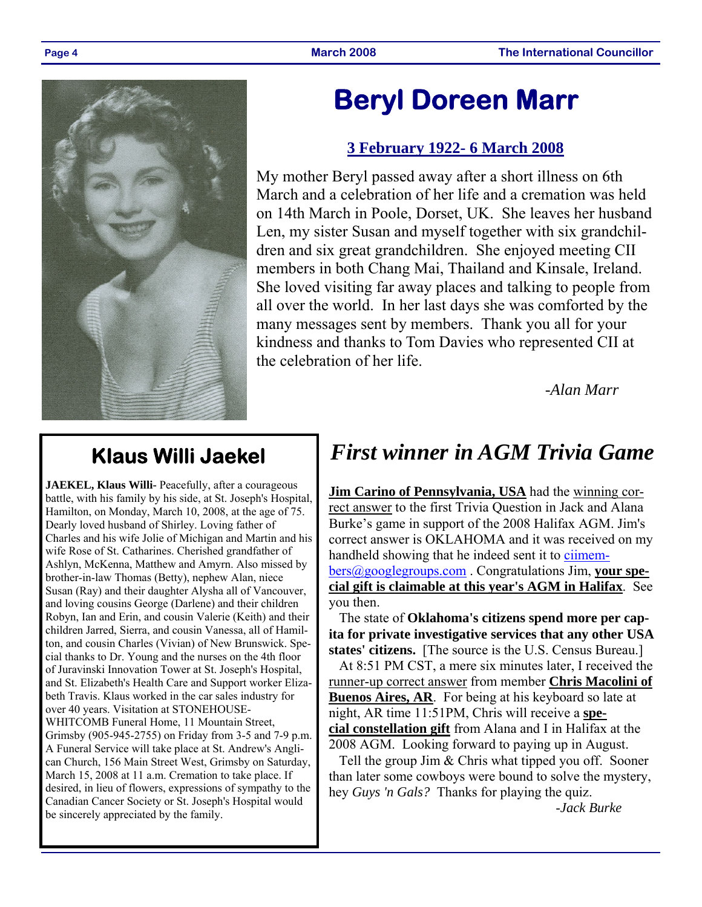# Beryl Doreen Marr

**3 February 1922- 6 March 2008**

My mother Beryl passed away after a short illness on 6th March and a celebration of her life and a cremation was held on 14th March in Poole, Dorset, UK. She leaves her husband Len, my sister Susan and myself together with six grandchildren and six great grandchildren. She enjoyed meeting CII members in both Chang Mai, Thailand and Kinsale, Ireland. She loved visiting far away places and talking to people from all over the world. In her last days she was comforted by the many messages sent by members. Thank you all for your kindness and thanks to Tom Davies who represented CII at the celebration of her life.

*-Alan Marr*

## Klaus Willi Jaekel

**JAEKEL, Klaus Willi-** Peacefully, after a courageous battle, with his family by his side, at St. Joseph's Hospital, Hamilton, on Monday, March 10, 2008, at the age of 75. Dearly loved husband of Shirley. Loving father of Charles and his wife Jolie of Michigan and Martin and his wife Rose of St. Catharines. Cherished grandfather of Ashlyn, McKenna, Matthew and Amyrn. Also missed by brother-in-law Thomas (Betty), nephew Alan, niece Susan (Ray) and their daughter Alysha all of Vancouver, and loving cousins George (Darlene) and their children Robyn, Ian and Erin, and cousin Valerie (Keith) and their children Jarred, Sierra, and cousin Vanessa, all of Hamilton, and cousin Charles (Vivian) of New Brunswick. Special thanks to Dr. Young and the nurses on the 4th floor of Juravinski Innovation Tower at St. Joseph's Hospital, and St. Elizabeth's Health Care and Support worker Elizabeth Travis. Klaus worked in the car sales industry for over 40 years. Visitation at STONEHOUSE-WHITCOMB Funeral Home, 11 Mountain Street, Grimsby (905-945-2755) on Friday from 3-5 and 7-9 p.m. A Funeral Service will take place at St. Andrew's Anglican Church, 156 Main Street West, Grimsby on Saturday, March 15, 2008 at 11 a.m. Cremation to take place. If desired, in lieu of flowers, expressions of sympathy to the Canadian Cancer Society or St. Joseph's Hospital would be sincerely appreciated by the family.

## *First winner in AGM Trivia Game*

**Jim Carino of Pennsylvania, USA** had the winning correct answer to the first Trivia Question in Jack and Alana Burke's game in support of the 2008 Halifax AGM. Jim's correct answer is OKLAHOMA and it was received on my handheld showing that he indeed sent it to ciimembers@googlegroups.com . Congratulations Jim, **your special gift is claimable at this year's AGM in Halifax**. See you then.

The state of **Oklahoma's citizens spend more per capita for private investigative services that any other USA states' citizens.** [The source is the U.S. Census Bureau.]

At 8:51 PM CST, a mere six minutes later, I received the runner-up correct answer from member **Chris Macolini of Buenos Aires, AR**. For being at his keyboard so late at night, AR time 11:51PM, Chris will receive a **special constellation gift** from Alana and I in Halifax at the 2008 AGM. Looking forward to paying up in August.

Tell the group Jim & Chris what tipped you off. Sooner than later some cowboys were bound to solve the mystery, hey *Guys 'n Gals?* Thanks for playing the quiz.

*-Jack Burke*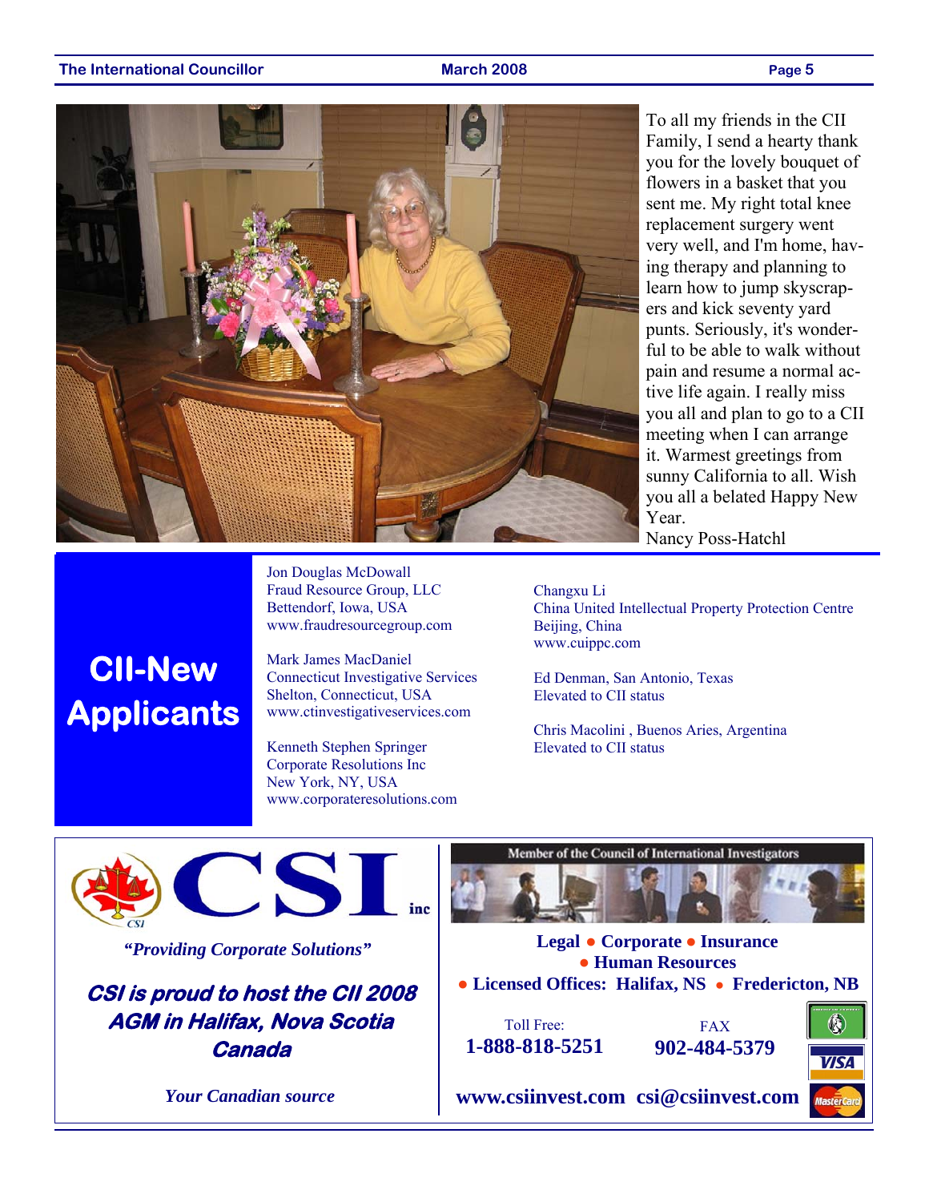To all my friends in the CII Family, I send a hearty thank you for the lovely bouquet of flowers in a basket that you sent me. My right total knee replacement surgery went very well, and I'm home, having therapy and planning to learn how to jump skyscrapers and kick seventy yard punts. Seriously, it's wonderful to be able to walk without pain and resume a normal active life again. I really miss you all and plan to go to a CII meeting when I can arrange it. Warmest greetings from sunny California to all. Wish you all a belated Happy New Year.

Nancy Poss-Hatchl

## CII-New Applicants

Jon Douglas McDowall
Fraud Resource Group, LLC
Bettendorf, Iowa, USA
www.fraudresourcegroup.com

Mark James MacDaniel
Connecticut Investigative Services
Shelton, Connecticut, USA
www.ctinvestigativeservices.com

Kenneth Stephen Springer
Corporate Resolutions Inc
New York, NY, USA
www.corporateresolutions.com

Changxu Li
China United Intellectual Property Protection Centre
Beijing, China
www.cuippc.com

Ed Denman, San Antonio, Texas
Elevated to CII status

Chris Macolini , Buenos Aries, Argentina
Elevated to CII status

---

**CSI inc**

*"Providing Corporate Solutions"*

***CSI is proud to host the CII 2008 AGM in Halifax, Nova Scotia Canada***

***Your Canadian source***

Member of the Council of International Investigators

**Legal • Corporate • Insurance • Human Resources**

**• Licensed Offices: Halifax, NS • Fredericton, NB**

Toll Free: **1-888-818-5251**

FAX **902-484-5379**

**www.csiinvest.com csi@csiinvest.com**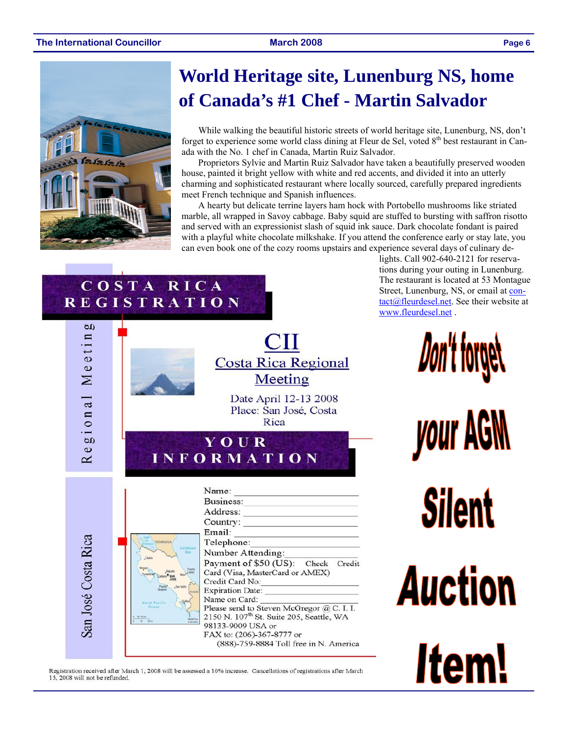# World Heritage site, Lunenburg NS, home of Canada's #1 Chef - Martin Salvador

While walking the beautiful historic streets of world heritage site, Lunenburg, NS, don't forget to experience some world class dining at Fleur de Sel, voted 8th best restaurant in Canada with the No. 1 chef in Canada, Martin Ruiz Salvador.

Proprietors Sylvie and Martin Ruiz Salvador have taken a beautifully preserved wooden house, painted it bright yellow with white and red accents, and divided it into an utterly charming and sophisticated restaurant where locally sourced, carefully prepared ingredients meet French technique and Spanish influences.

A hearty but delicate terrine layers ham hock with Portobello mushrooms like striated marble, all wrapped in Savoy cabbage. Baby squid are stuffed to bursting with saffron risotto and served with an expressionist slash of squid ink sauce. Dark chocolate fondant is paired with a playful white chocolate milkshake. If you attend the conference early or stay late, you can even book one of the cozy rooms upstairs and experience several days of culinary delights. Call 902-640-2121 for reservations during your outing in Lunenburg. The restaurant is located at 53 Montague Street, Lunenburg, NS, or email at contact@fleurdesel.net. See their website at www.fleurdesel.net .

## COSTA RICA REGISTRATION

Regional Meeting

San José Costa Rica

### CII

### Costa Rica Regional Meeting

Date April 12-13 2008
Place: San José, Costa Rica

### YOUR INFORMATION

Name: ______________________
Business: ______________________
Address: ______________________
Country: ______________________
Email: ______________________
Telephone: ______________________
Number Attending: ______________________
Payment of $50 (US): Check Credit Card (Visa, MasterCard or AMEX)
Credit Card No: ______________________
Expiration Date: ______________________
Name on Card: ______________________

Please send to Steven McGregor @ C. I. I. 2150 N. 107th St. Suite 205, Seattle, WA 98133-9009 USA or
FAX to: (206)-367-8777 or
(888)-759-8884 Toll free in N. America

Registration received after March 1, 2008 will be assessed a 10% increase. Cancellations of registrations after March 15, 2008 will not be refunded.

**Don't forget your AGM Silent Auction Item!**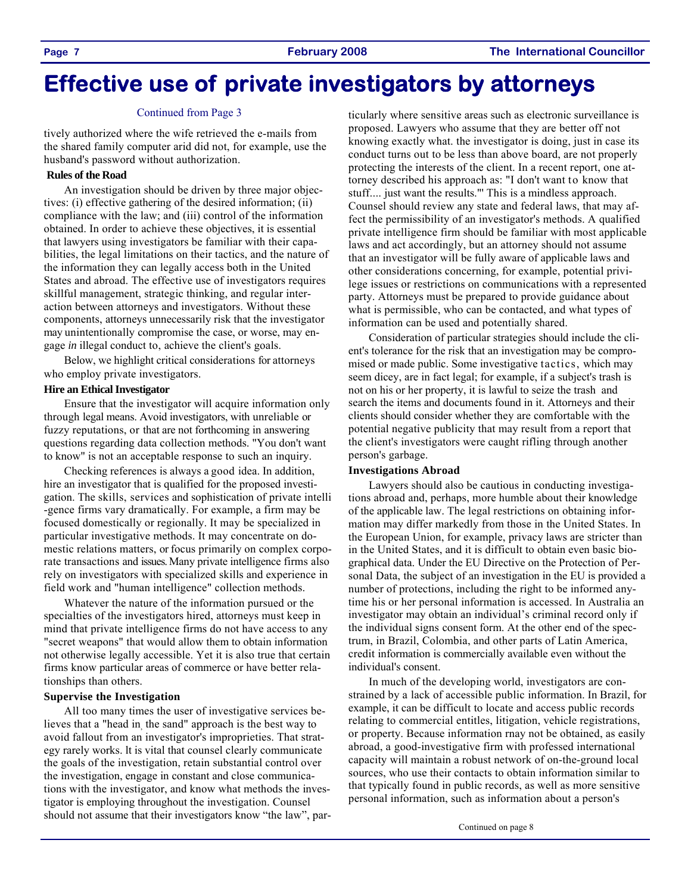// Effective use of private investigators by attorneys

# Effective use of private investigators by attorneys

Continued from Page 3

tively authorized where the wife retrieved the e-mails from the shared family computer arid did not, for example, use the husband's password without authorization.

### Rules of the Road

An investigation should be driven by three major objectives: (i) effective gathering of the desired information; (ii) compliance with the law; and (iii) control of the information obtained. In order to achieve these objectives, it is essential that lawyers using investigators be familiar with their capabilities, the legal limitations on their tactics, and the nature of the information they can legally access both in the United States and abroad. The effective use of investigators requires skillful management, strategic thinking, and regular interaction between attorneys and investigators. Without these components, attorneys unnecessarily risk that the investigator may unintentionally compromise the case, or worse, may engage *in* illegal conduct to, achieve the client's goals.

Below, we highlight critical considerations for attorneys who employ private investigators.

### Hire an Ethical Investigator

Ensure that the investigator will acquire information only through legal means. Avoid investigators, with unreliable or fuzzy reputations, or that are not forthcoming in answering questions regarding data collection methods. "You don't want to know" is not an acceptable response to such an inquiry.

Checking references is always a good idea. In addition, hire an investigator that is qualified for the proposed investigation. The skills, services and sophistication of private intelli -gence firms vary dramatically. For example, a firm may be focused domestically or regionally. It may be specialized in particular investigative methods. It may concentrate on domestic relations matters, or focus primarily on complex corporate transactions and issues. Many private intelligence firms also rely on investigators with specialized skills and experience in field work and "human intelligence" collection methods.

Whatever the nature of the information pursued or the specialties of the investigators hired, attorneys must keep in mind that private intelligence firms do not have access to any "secret weapons" that would allow them to obtain information not otherwise legally accessible. Yet it is also true that certain firms know particular areas of commerce or have better relationships than others.

### Supervise the Investigation

All too many times the user of investigative services believes that a "head in the sand" approach is the best way to avoid fallout from an investigator's improprieties. That strategy rarely works. lt is vital that counsel clearly communicate the goals of the investigation, retain substantial control over the investigation, engage in constant and close communications with the investigator, and know what methods the investigator is employing throughout the investigation. Counsel should not assume that their investigators know "the law", particularly where sensitive areas such as electronic surveillance is proposed. Lawyers who assume that they are better off not knowing exactly what. the investigator is doing, just in case its conduct turns out to be less than above board, are not properly protecting the interests of the client. In a recent report, one attorney described his approach as: "I don't want to know that stuff.... just want the results."' This is a mindless approach. Counsel should review any state and federal laws, that may affect the permissibility of an investigator's methods. A qualified private intelligence firm should be familiar with most applicable laws and act accordingly, but an attorney should not assume that an investigator will be fully aware of applicable laws and other considerations concerning, for example, potential privilege issues or restrictions on communications with a represented party. Attorneys must be prepared to provide guidance about what is permissible, who can be contacted, and what types of information can be used and potentially shared.

Consideration of particular strategies should include the client's tolerance for the risk that an investigation may be compromised or made public. Some investigative tactics, which may seem dicey, are in fact legal; for example, if a subject's trash is not on his or her property, it is lawful to seize the trash and search the items and documents found in it. Attorneys and their clients should consider whether they are comfortable with the potential negative publicity that may result from a report that the client's investigators were caught rifling through another person's garbage.

### Investigations Abroad

Lawyers should also be cautious in conducting investigations abroad and, perhaps, more humble about their knowledge of the applicable law. The legal restrictions on obtaining information may differ markedly from those in the United States. In the European Union, for example, privacy laws are stricter than in the United States, and it is difficult to obtain even basic biographical data. Under the EU Directive on the Protection of Personal Data, the subject of an investigation in the EU is provided a number of protections, including the right to be informed anytime his or her personal information is accessed. In Australia an investigator may obtain an individual's criminal record only if the individual signs consent form. At the other end of the spectrum, in Brazil, Colombia, and other parts of Latin America, credit information is commercially available even without the individual's consent.

In much of the developing world, investigators are constrained by a lack of accessible public information. In Brazil, for example, it can be difficult to locate and access public records relating to commercial entitles, litigation, vehicle registrations, or property. Because information rnay not be obtained, as easily abroad, a good-investigative firm with professed international capacity will maintain a robust network of on-the-ground local sources, who use their contacts to obtain information similar to that typically found in public records, as well as more sensitive personal information, such as information about a person's

Continued on page 8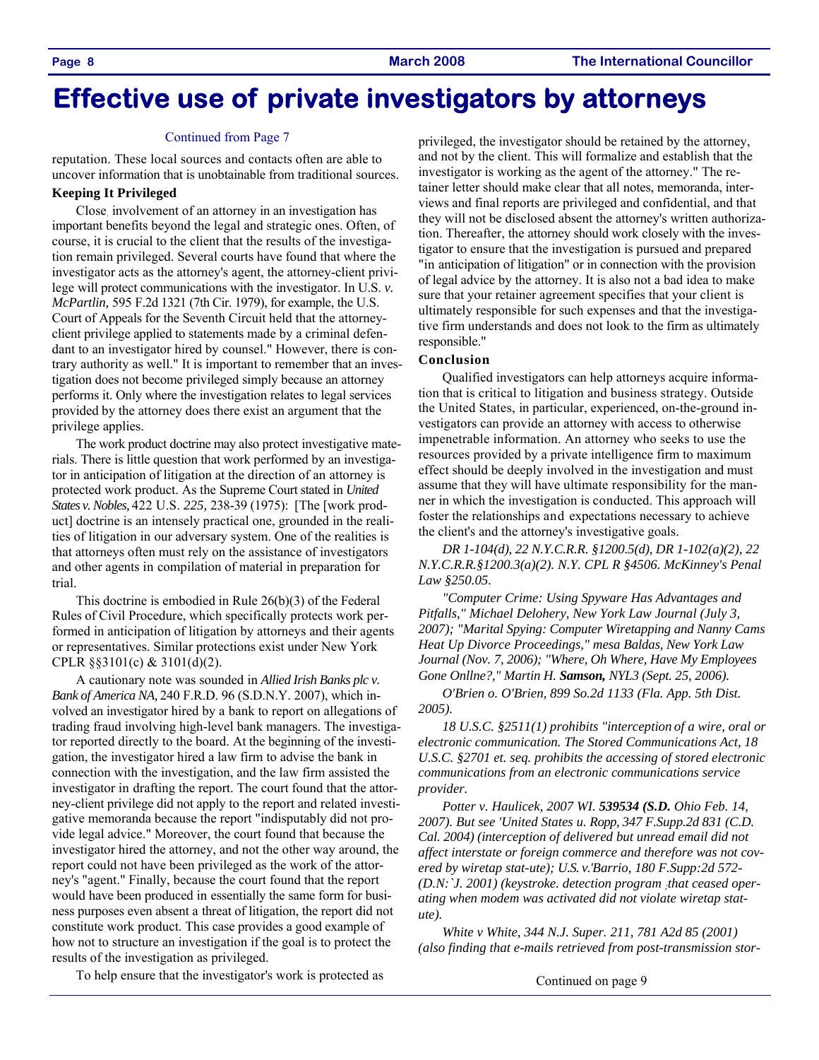# Effective use of private investigators by attorneys

Continued from Page 7

reputation. These local sources and contacts often are able to uncover information that is unobtainable from traditional sources.

**Keeping It Privileged**

Close involvement of an attorney in an investigation has important benefits beyond the legal and strategic ones. Often, of course, it is crucial to the client that the results of the investigation remain privileged. Several courts have found that where the investigator acts as the attorney's agent, the attorney-client privilege will protect communications with the investigator. In U.S. *v. McPartlin,* 595 F.2d 1321 (7th Cir. 1979), for example, the U.S. Court of Appeals for the Seventh Circuit held that the attorney-client privilege applied to statements made by a criminal defendant to an investigator hired by counsel." However, there is contrary authority as well." It is important to remember that an investigation does not become privileged simply because an attorney performs it. Only where the investigation relates to legal services provided by the attorney does there exist an argument that the privilege applies.

The work product doctrine may also protect investigative materials. There is little question that work performed by an investigator in anticipation of litigation at the direction of an attorney is protected work product. As the Supreme Court stated in *United States v. Nobles,* 422 U.S. *225,* 238-39 (1975): [The [work product] doctrine is an intensely practical one, grounded in the realities of litigation in our adversary system. One of the realities is that attorneys often must rely on the assistance of investigators and other agents in compilation of material in preparation for trial.

This doctrine is embodied in Rule 26(b)(3) of the Federal Rules of Civil Procedure, which specifically protects work performed in anticipation of litigation by attorneys and their agents or representatives. Similar protections exist under New York CPLR §§3101(c) & 3101(d)(2).

A cautionary note was sounded in *Allied Irish Banks plc v. Bank of America NA,* 240 F.R.D. 96 (S.D.N.Y. 2007), which involved an investigator hired by a bank to report on allegations of trading fraud involving high-level bank managers. The investigator reported directly to the board. At the beginning of the investigation, the investigator hired a law firm to advise the bank in connection with the investigation, and the law firm assisted the investigator in drafting the report. The court found that the attorney-client privilege did not apply to the report and related investigative memoranda because the report "indisputably did not provide legal advice." Moreover, the court found that because the investigator hired the attorney, and not the other way around, the report could not have been privileged as the work of the attorney's "agent." Finally, because the court found that the report would have been produced in essentially the same form for business purposes even absent a threat of litigation, the report did not constitute work product. This case provides a good example of how not to structure an investigation if the goal is to protect the results of the investigation as privileged.

To help ensure that the investigator's work is protected as privileged, the investigator should be retained by the attorney, and not by the client. This will formalize and establish that the investigator is working as the agent of the attorney." The retainer letter should make clear that all notes, memoranda, interviews and final reports are privileged and confidential, and that they will not be disclosed absent the attorney's written authorization. Thereafter, the attorney should work closely with the investigator to ensure that the investigation is pursued and prepared "in anticipation of litigation" or in connection with the provision of legal advice by the attorney. It is also not a bad idea to make sure that your retainer agreement specifies that your client is ultimately responsible for such expenses and that the investigative firm understands and does not look to the firm as ultimately responsible."

**Conclusion**

Qualified investigators can help attorneys acquire information that is critical to litigation and business strategy. Outside the United States, in particular, experienced, on-the-ground investigators can provide an attorney with access to otherwise impenetrable information. An attorney who seeks to use the resources provided by a private intelligence firm to maximum effect should be deeply involved in the investigation and must assume that they will have ultimate responsibility for the manner in which the investigation is conducted. This approach will foster the relationships and expectations necessary to achieve the client's and the attorney's investigative goals.

*DR 1-104(d), 22 N.Y.C.R.R. §1200.5(d), DR 1-102(a)(2), 22 N.Y.C.R.R.§1200.3(a)(2). N.Y. CPL R §4506. McKinney's Penal Law §250.05.*

*"Computer Crime: Using Spyware Has Advantages and Pitfalls," Michael Delohery, New York Law Journal (July 3, 2007); "Marital Spying: Computer Wiretapping and Nanny Cams Heat Up Divorce Proceedings," mesa Baldas, New York Law Journal (Nov. 7, 2006); "Where, Oh Where, Have My Employees Gone Onllne?," Martin H.* ***Samson,*** *NYL3 (Sept. 25, 2006).*

*O'Brien o. O'Brien, 899 So.2d 1133 (Fla. App. 5th Dist. 2005).*

*18 U.S.C. §2511(1) prohibits "interception of a wire, oral or electronic communication. The Stored Communications Act, 18 U.S.C. §2701 et. seq. prohibits the accessing of stored electronic communications from an electronic communications service provider.*

*Potter v. Haulicek, 2007 WI.* ***539534 (S.D.*** *Ohio Feb. 14, 2007). But see 'United States u. Ropp, 347 F.Supp.2d 831 (C.D. Cal. 2004) (interception of delivered but unread email did not affect interstate or foreign commerce and therefore was not covered by wiretap stat-ute); U.S. v.'Barrio, 180 F.Supp:2d 572- (D.N:`J. 2001) (keystroke. detection program ,that ceased operating when modem was activated did not violate wiretap statute).*

*White v White, 344 N.J. Super. 211, 781 A2d 85 (2001) (also finding that e-mails retrieved from post-transmission stor-*

Continued on page 9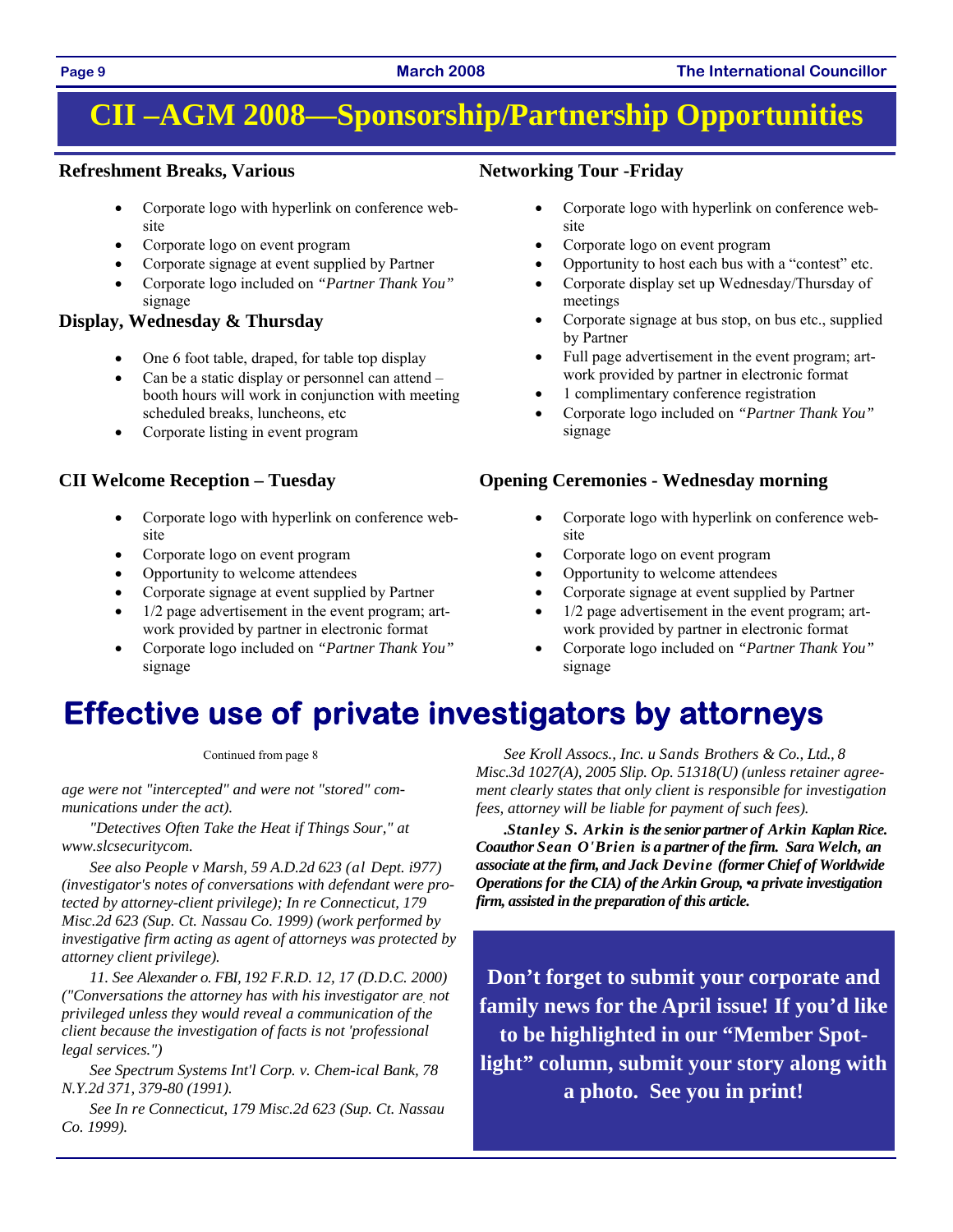# CII –AGM 2008—Sponsorship/Partnership Opportunities

### Refreshment Breaks, Various

- Corporate logo with hyperlink on conference web-site
- Corporate logo on event program
- Corporate signage at event supplied by Partner
- Corporate logo included on *"Partner Thank You"* signage

### Display, Wednesday & Thursday

- One 6 foot table, draped, for table top display
- Can be a static display or personnel can attend – booth hours will work in conjunction with meeting scheduled breaks, luncheons, etc
- Corporate listing in event program

### CII Welcome Reception – Tuesday

- Corporate logo with hyperlink on conference web-site
- Corporate logo on event program
- Opportunity to welcome attendees
- Corporate signage at event supplied by Partner
- 1/2 page advertisement in the event program; art-work provided by partner in electronic format
- Corporate logo included on *"Partner Thank You"* signage

### Networking Tour -Friday

- Corporate logo with hyperlink on conference web-site
- Corporate logo on event program
- Opportunity to host each bus with a "contest" etc.
- Corporate display set up Wednesday/Thursday of meetings
- Corporate signage at bus stop, on bus etc., supplied by Partner
- Full page advertisement in the event program; art-work provided by partner in electronic format
- 1 complimentary conference registration
- Corporate logo included on *"Partner Thank You"* signage

### Opening Ceremonies - Wednesday morning

- Corporate logo with hyperlink on conference web-site
- Corporate logo on event program
- Opportunity to welcome attendees
- Corporate signage at event supplied by Partner
- 1/2 page advertisement in the event program; art-work provided by partner in electronic format
- Corporate logo included on *"Partner Thank You"* signage

# Effective use of private investigators by attorneys

Continued from page 8

*age were not "intercepted" and were not "stored" communications under the act).*

*"Detectives Often Take the Heat if Things Sour," at www.slcsecuritycom.*

*See also People v Marsh, 59 A.D.2d 623 (al Dept. i977) (investigator's notes of conversations with defendant were protected by attorney-client privilege); In re Connecticut, 179 Misc.2d 623 (Sup. Ct. Nassau Co. 1999) (work performed by investigative firm acting as agent of attorneys was protected by attorney client privilege).*

*11. See Alexander o. FBI, 192 F.R.D. 12, 17 (D.D.C. 2000) ("Conversations the attorney has with his investigator are not privileged unless they would reveal a communication of the client because the investigation of facts is not 'professional legal services.")*

*See Spectrum Systems Int'l Corp. v. Chem-ical Bank, 78 N.Y.2d 371, 379-80 (1991).*

*See In re Connecticut, 179 Misc.2d 623 (Sup. Ct. Nassau Co. 1999).*

*See Kroll Assocs., Inc. u Sands Brothers & Co., Ltd., 8 Misc.3d 1027(A), 2005 Slip. Op. 51318(U) (unless retainer agreement clearly states that only client is responsible for investigation fees, attorney will be liable for payment of such fees).*

***.Stanley S. Arkin is the senior partner of Arkin Kaplan Rice. Coauthor Sean O'Brien is a partner of the firm. Sara Welch, an associate at the firm, and Jack Devine (former Chief of Worldwide Operations for the CIA) of the Arkin Group, •a private investigation firm, assisted in the preparation of this article.***

**Don't forget to submit your corporate and family news for the April issue! If you'd like to be highlighted in our "Member Spotlight" column, submit your story along with a photo. See you in print!**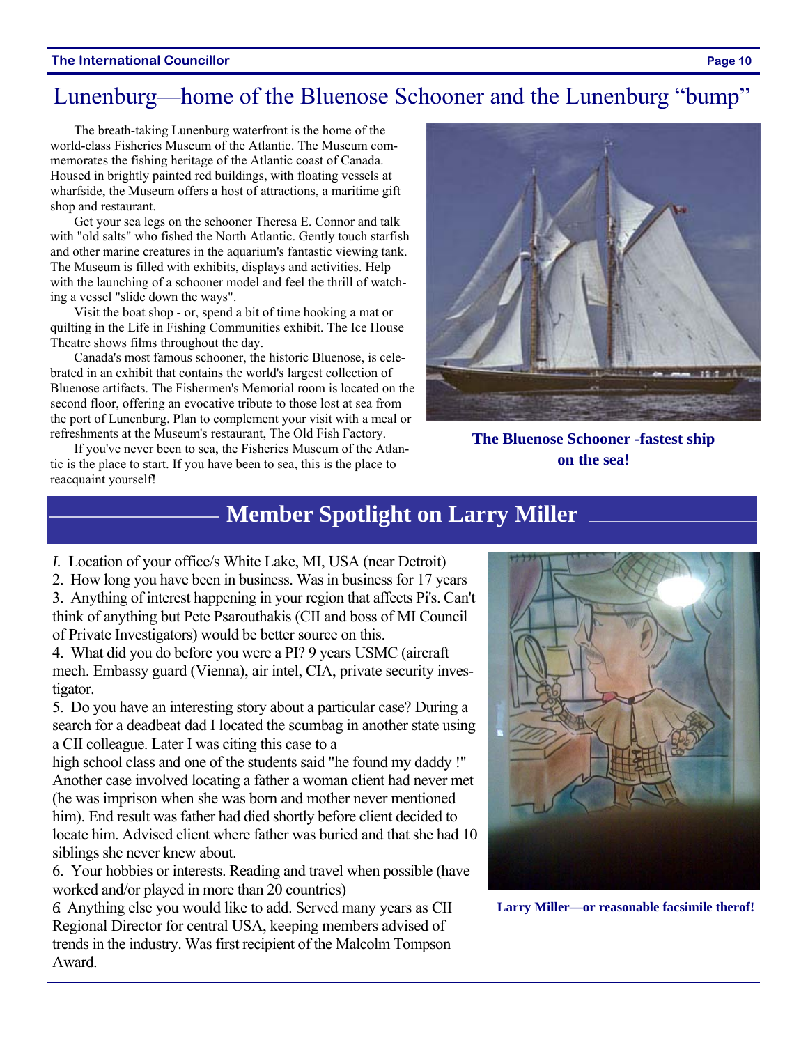# Lunenburg—home of the Bluenose Schooner and the Lunenburg "bump"

The breath-taking Lunenburg waterfront is the home of the world-class Fisheries Museum of the Atlantic. The Museum commemorates the fishing heritage of the Atlantic coast of Canada. Housed in brightly painted red buildings, with floating vessels at wharfside, the Museum offers a host of attractions, a maritime gift shop and restaurant.

Get your sea legs on the schooner Theresa E. Connor and talk with "old salts" who fished the North Atlantic. Gently touch starfish and other marine creatures in the aquarium's fantastic viewing tank. The Museum is filled with exhibits, displays and activities. Help with the launching of a schooner model and feel the thrill of watching a vessel "slide down the ways".

Visit the boat shop - or, spend a bit of time hooking a mat or quilting in the Life in Fishing Communities exhibit. The Ice House Theatre shows films throughout the day.

Canada's most famous schooner, the historic Bluenose, is celebrated in an exhibit that contains the world's largest collection of Bluenose artifacts. The Fishermen's Memorial room is located on the second floor, offering an evocative tribute to those lost at sea from the port of Lunenburg. Plan to complement your visit with a meal or refreshments at the Museum's restaurant, The Old Fish Factory.

If you've never been to sea, the Fisheries Museum of the Atlantic is the place to start. If you have been to sea, this is the place to reacquaint yourself!

**The Bluenose Schooner -fastest ship on the sea!**

## Member Spotlight on Larry Miller

1. Location of your office/s White Lake, MI, USA (near Detroit)
2. How long you have been in business. Was in business for 17 years
3. Anything of interest happening in your region that affects Pi's. Can't think of anything but Pete Psarouthakis (CII and boss of MI Council of Private Investigators) would be better source on this.
4. What did you do before you were a PI? 9 years USMC (aircraft mech. Embassy guard (Vienna), air intel, CIA, private security investigator.
5. Do you have an interesting story about a particular case? During a search for a deadbeat dad I located the scumbag in another state using a CII colleague. Later I was citing this case to a high school class and one of the students said "he found my daddy !" Another case involved locating a father a woman client had never met (he was imprison when she was born and mother never mentioned him). End result was father had died shortly before client decided to locate him. Advised client where father was buried and that she had 10 siblings she never knew about.
6. Your hobbies or interests. Reading and travel when possible (have worked and/or played in more than 20 countries)
6. Anything else you would like to add. Served many years as CII Regional Director for central USA, keeping members advised of trends in the industry. Was first recipient of the Malcolm Tompson Award.

**Larry Miller—or reasonable facsimile therof!**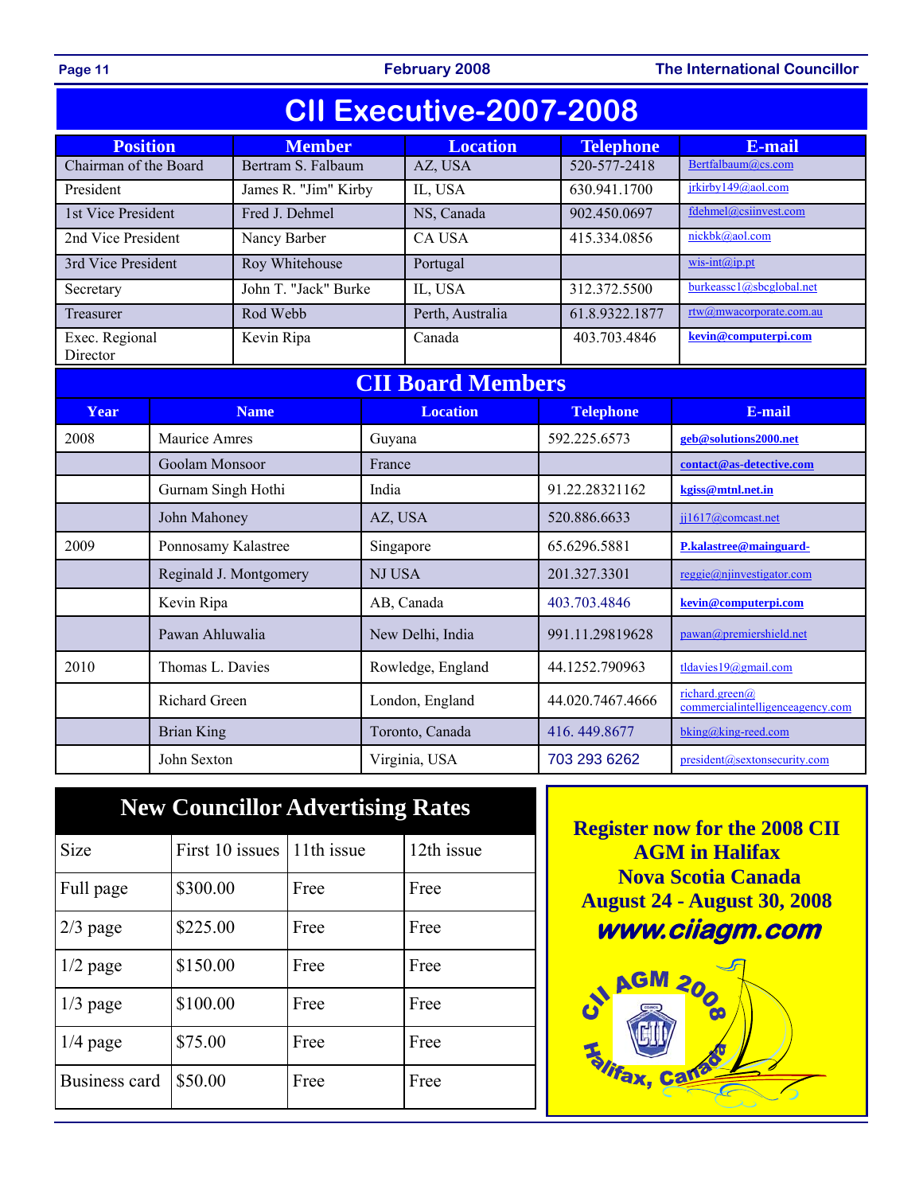# CII Executive-2007-2008

| Position | Member | Location | Telephone | E-mail |
|---|---|---|---|---|
| Chairman of the Board | Bertram S. Falbaum | AZ, USA | 520-577-2418 | Bertfalbaum@cs.com |
| President | James R. "Jim" Kirby | IL, USA | 630.941.1700 | jrkirby149@aol.com |
| 1st Vice President | Fred J. Dehmel | NS, Canada | 902.450.0697 | fdehmel@csiinvest.com |
| 2nd Vice President | Nancy Barber | CA USA | 415.334.0856 | nickbk@aol.com |
| 3rd Vice President | Roy Whitehouse | Portugal | | wis-int@ip.pt |
| Secretary | John T. "Jack" Burke | IL, USA | 312.372.5500 | burkeassc1@sbcglobal.net |
| Treasurer | Rod Webb | Perth, Australia | 61.8.9322.1877 | rtw@mwacorporate.com.au |
| Exec. Regional Director | Kevin Ripa | Canada | 403.703.4846 | **kevin@computerpi.com** |

## CII Board Members

| Year | Name | Location | Telephone | E-mail |
|---|---|---|---|---|
| 2008 | Maurice Amres | Guyana | 592.225.6573 | **geb@solutions2000.net** |
| | Goolam Monsoor | France | | **contact@as-detective.com** |
| | Gurnam Singh Hothi | India | 91.22.28321162 | **kgiss@mtnl.net.in** |
| | John Mahoney | AZ, USA | 520.886.6633 | jj1617@comcast.net |
| 2009 | Ponnosamy Kalastree | Singapore | 65.6296.5881 | **P.kalastree@mainguard-** |
| | Reginald J. Montgomery | NJ USA | 201.327.3301 | reggie@njinvestigator.com |
| | Kevin Ripa | AB, Canada | 403.703.4846 | **kevin@computerpi.com** |
| | Pawan Ahluwalia | New Delhi, India | 991.11.29819628 | pawan@premiershield.net |
| 2010 | Thomas L. Davies | Rowledge, England | 44.1252.790963 | tldavies19@gmail.com |
| | Richard Green | London, England | 44.020.7467.4666 | richard.green@commercialintelligenceagency.com |
| | Brian King | Toronto, Canada | 416. 449.8677 | bking@king-reed.com |
| | John Sexton | Virginia, USA | 703 293 6262 | president@sextonsecurity.com |

## New Councillor Advertising Rates

| Size | First 10 issues | 11th issue | 12th issue |
|---|---|---|---|
| Full page | $300.00 | Free | Free |
| 2/3 page | $225.00 | Free | Free |
| 1/2 page | $150.00 | Free | Free |
| 1/3 page | $100.00 | Free | Free |
| 1/4 page | $75.00 | Free | Free |
| Business card | $50.00 | Free | Free |

**Register now for the 2008 CII AGM in Halifax Nova Scotia Canada August 24 - August 30, 2008**

***www.ciiagm.com***

CII AGM 2008 Halifax, Canada